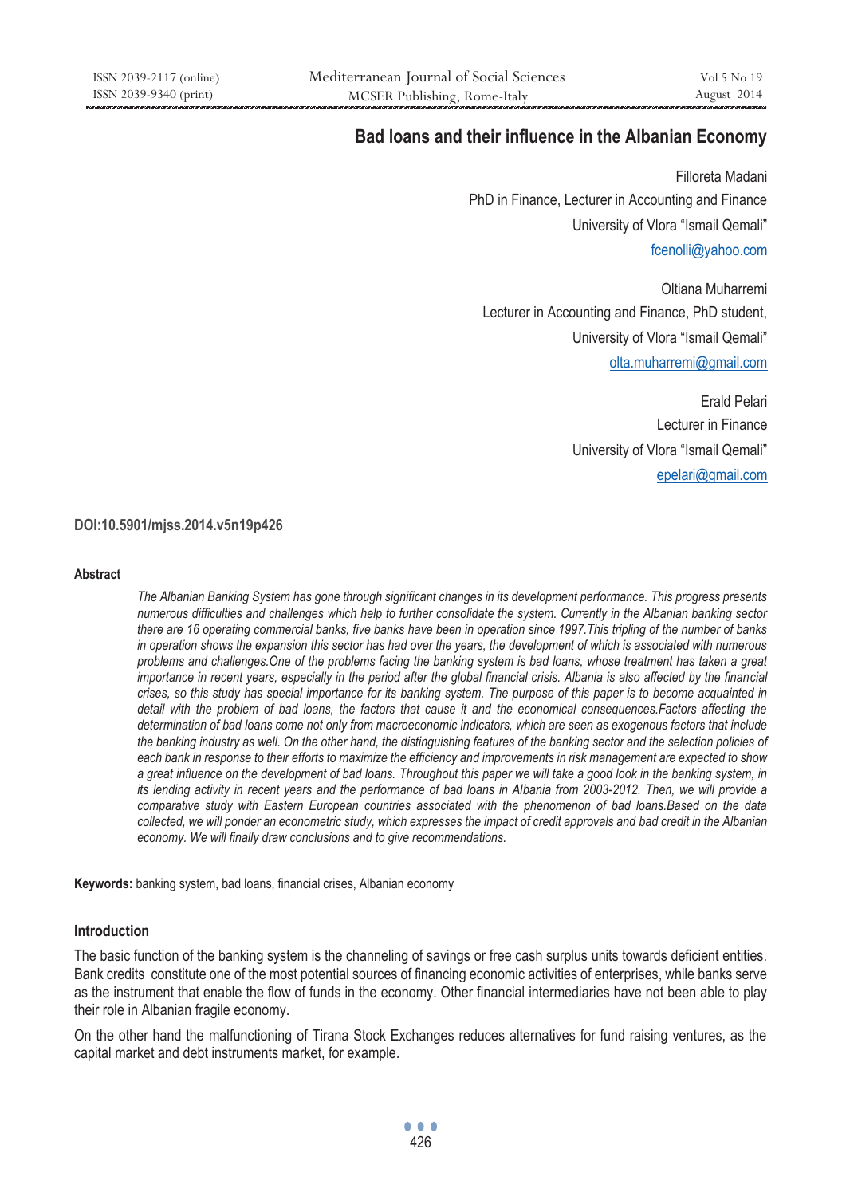# Bad loans and their influence in the Albanian Economy

Filloreta Madani
PhD in Finance, Lecturer in Accounting and Finance
University of Vlora "Ismail Qemali"
fcenolli@yahoo.com

Oltiana Muharremi
Lecturer in Accounting and Finance, PhD student,
University of Vlora "Ismail Qemali"
olta.muharremi@gmail.com

Erald Pelari
Lecturer in Finance
University of Vlora "Ismail Qemali"
epelari@gmail.com

**DOI:10.5901/mjss.2014.v5n19p426**

#### Abstract

*The Albanian Banking System has gone through significant changes in its development performance. This progress presents numerous difficulties and challenges which help to further consolidate the system. Currently in the Albanian banking sector there are 16 operating commercial banks, five banks have been in operation since 1997.This tripling of the number of banks in operation shows the expansion this sector has had over the years, the development of which is associated with numerous problems and challenges.One of the problems facing the banking system is bad loans, whose treatment has taken a great importance in recent years, especially in the period after the global financial crisis. Albania is also affected by the financial crises, so this study has special importance for its banking system. The purpose of this paper is to become acquainted in detail with the problem of bad loans, the factors that cause it and the economical consequences.Factors affecting the determination of bad loans come not only from macroeconomic indicators, which are seen as exogenous factors that include the banking industry as well. On the other hand, the distinguishing features of the banking sector and the selection policies of each bank in response to their efforts to maximize the efficiency and improvements in risk management are expected to show a great influence on the development of bad loans. Throughout this paper we will take a good look in the banking system, in its lending activity in recent years and the performance of bad loans in Albania from 2003-2012. Then, we will provide a comparative study with Eastern European countries associated with the phenomenon of bad loans.Based on the data collected, we will ponder an econometric study, which expresses the impact of credit approvals and bad credit in the Albanian economy. We will finally draw conclusions and to give recommendations.*

**Keywords:** banking system, bad loans, financial crises, Albanian economy

## Introduction

The basic function of the banking system is the channeling of savings or free cash surplus units towards deficient entities. Bank credits constitute one of the most potential sources of financing economic activities of enterprises, while banks serve as the instrument that enable the flow of funds in the economy. Other financial intermediaries have not been able to play their role in Albanian fragile economy.

On the other hand the malfunctioning of Tirana Stock Exchanges reduces alternatives for fund raising ventures, as the capital market and debt instruments market, for example.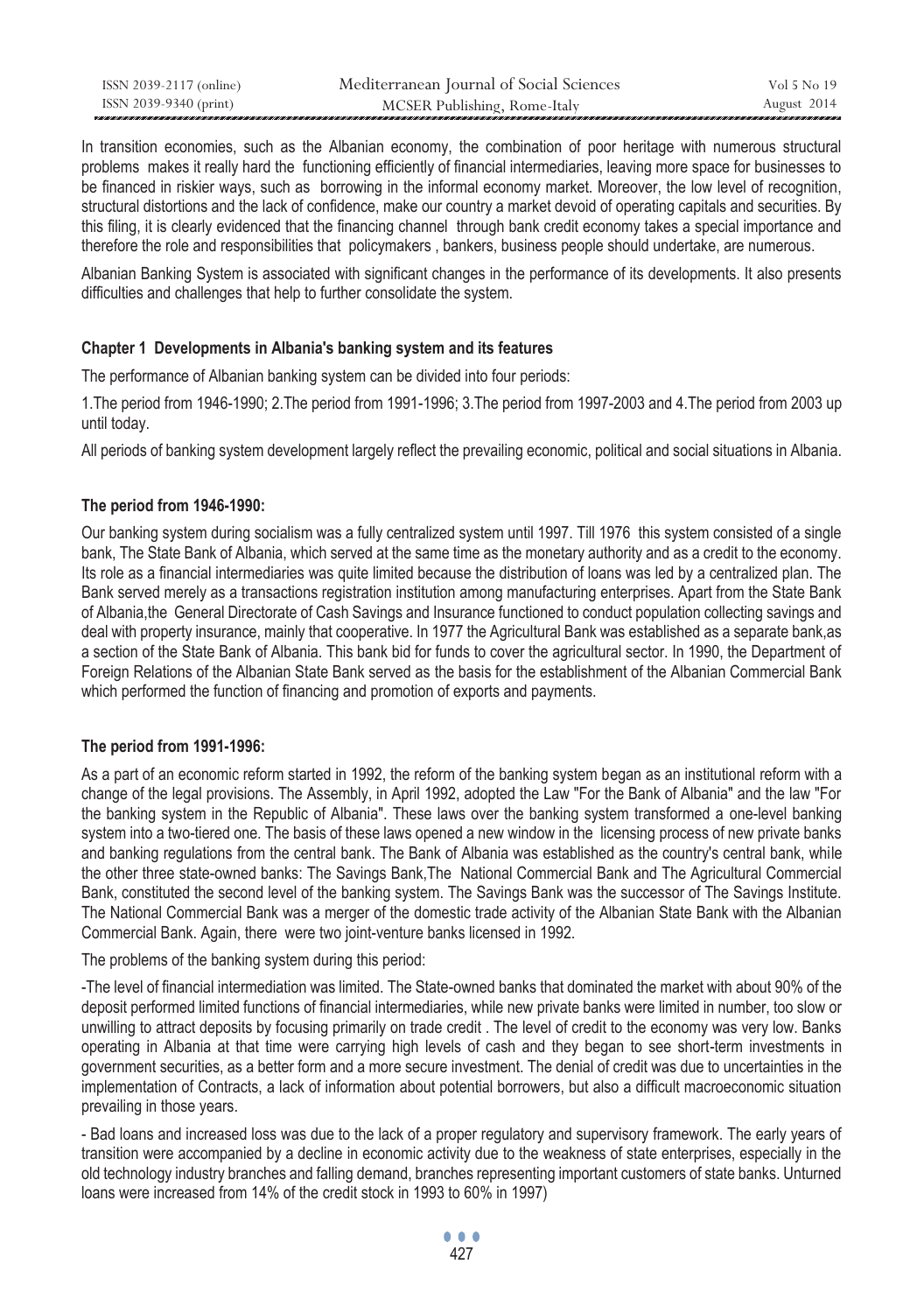In transition economies, such as the Albanian economy, the combination of poor heritage with numerous structural problems makes it really hard the functioning efficiently of financial intermediaries, leaving more space for businesses to be financed in riskier ways, such as borrowing in the informal economy market. Moreover, the low level of recognition, structural distortions and the lack of confidence, make our country a market devoid of operating capitals and securities. By this filing, it is clearly evidenced that the financing channel through bank credit economy takes a special importance and therefore the role and responsibilities that policymakers , bankers, business people should undertake, are numerous.

Albanian Banking System is associated with significant changes in the performance of its developments. It also presents difficulties and challenges that help to further consolidate the system.

## Chapter 1 Developments in Albania's banking system and its features

The performance of Albanian banking system can be divided into four periods:

1.The period from 1946-1990; 2.The period from 1991-1996; 3.The period from 1997-2003 and 4.The period from 2003 up until today.

All periods of banking system development largely reflect the prevailing economic, political and social situations in Albania.

### The period from 1946-1990:

Our banking system during socialism was a fully centralized system until 1997. Till 1976 this system consisted of a single bank, The State Bank of Albania, which served at the same time as the monetary authority and as a credit to the economy. Its role as a financial intermediaries was quite limited because the distribution of loans was led by a centralized plan. The Bank served merely as a transactions registration institution among manufacturing enterprises. Apart from the State Bank of Albania,the General Directorate of Cash Savings and Insurance functioned to conduct population collecting savings and deal with property insurance, mainly that cooperative. In 1977 the Agricultural Bank was established as a separate bank,as a section of the State Bank of Albania. This bank bid for funds to cover the agricultural sector. In 1990, the Department of Foreign Relations of the Albanian State Bank served as the basis for the establishment of the Albanian Commercial Bank which performed the function of financing and promotion of exports and payments.

### The period from 1991-1996:

As a part of an economic reform started in 1992, the reform of the banking system began as an institutional reform with a change of the legal provisions. The Assembly, in April 1992, adopted the Law "For the Bank of Albania" and the law "For the banking system in the Republic of Albania". These laws over the banking system transformed a one-level banking system into a two-tiered one. The basis of these laws opened a new window in the licensing process of new private banks and banking regulations from the central bank. The Bank of Albania was established as the country's central bank, while the other three state-owned banks: The Savings Bank,The National Commercial Bank and The Agricultural Commercial Bank, constituted the second level of the banking system. The Savings Bank was the successor of The Savings Institute. The National Commercial Bank was a merger of the domestic trade activity of the Albanian State Bank with the Albanian Commercial Bank. Again, there were two joint-venture banks licensed in 1992.

The problems of the banking system during this period:

-The level of financial intermediation was limited. The State-owned banks that dominated the market with about 90% of the deposit performed limited functions of financial intermediaries, while new private banks were limited in number, too slow or unwilling to attract deposits by focusing primarily on trade credit . The level of credit to the economy was very low. Banks operating in Albania at that time were carrying high levels of cash and they began to see short-term investments in government securities, as a better form and a more secure investment. The denial of credit was due to uncertainties in the implementation of Contracts, a lack of information about potential borrowers, but also a difficult macroeconomic situation prevailing in those years.

- Bad loans and increased loss was due to the lack of a proper regulatory and supervisory framework. The early years of transition were accompanied by a decline in economic activity due to the weakness of state enterprises, especially in the old technology industry branches and falling demand, branches representing important customers of state banks. Unturned loans were increased from 14% of the credit stock in 1993 to 60% in 1997)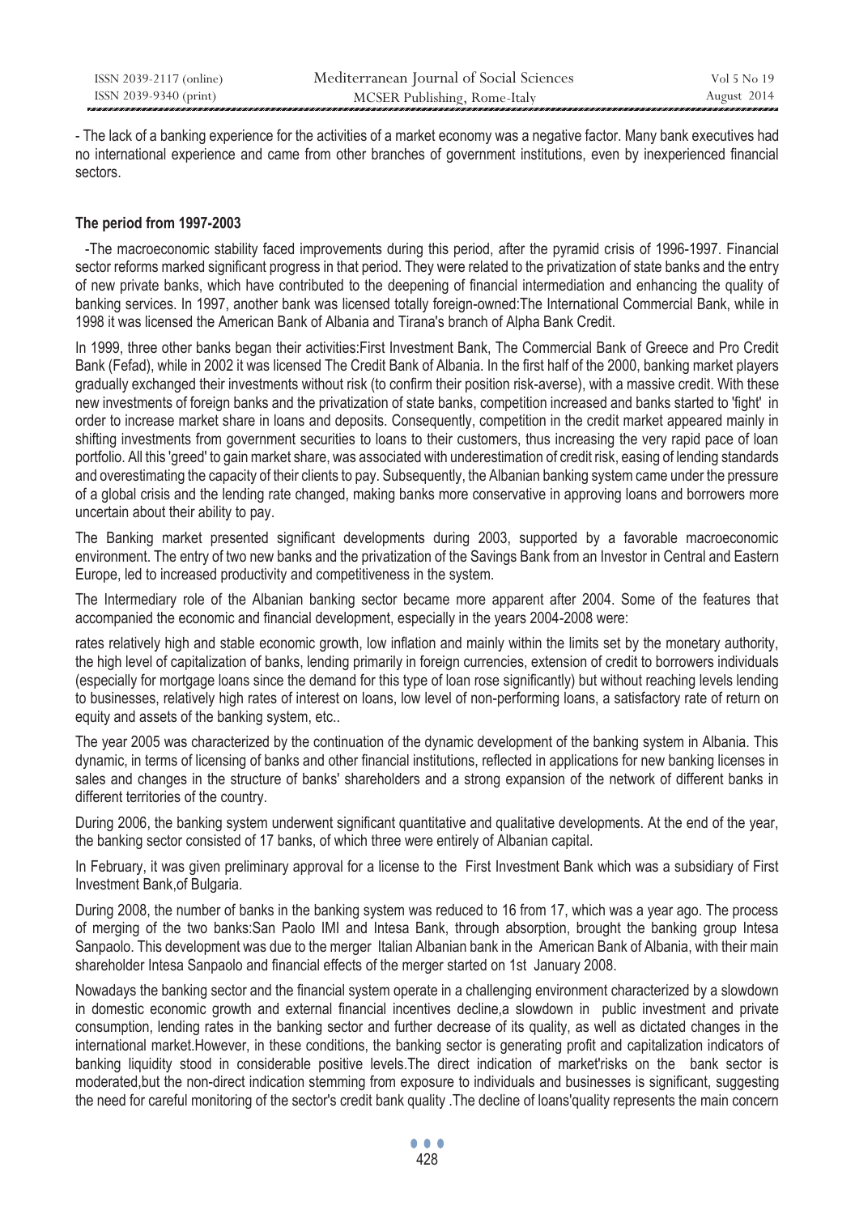- The lack of a banking experience for the activities of a market economy was a negative factor. Many bank executives had no international experience and came from other branches of government institutions, even by inexperienced financial sectors.

**The period from 1997-2003**

-The macroeconomic stability faced improvements during this period, after the pyramid crisis of 1996-1997. Financial sector reforms marked significant progress in that period. They were related to the privatization of state banks and the entry of new private banks, which have contributed to the deepening of financial intermediation and enhancing the quality of banking services. In 1997, another bank was licensed totally foreign-owned:The International Commercial Bank, while in 1998 it was licensed the American Bank of Albania and Tirana's branch of Alpha Bank Credit.

In 1999, three other banks began their activities:First Investment Bank, The Commercial Bank of Greece and Pro Credit Bank (Fefad), while in 2002 it was licensed The Credit Bank of Albania. In the first half of the 2000, banking market players gradually exchanged their investments without risk (to confirm their position risk-averse), with a massive credit. With these new investments of foreign banks and the privatization of state banks, competition increased and banks started to 'fight' in order to increase market share in loans and deposits. Consequently, competition in the credit market appeared mainly in shifting investments from government securities to loans to their customers, thus increasing the very rapid pace of loan portfolio. All this 'greed' to gain market share, was associated with underestimation of credit risk, easing of lending standards and overestimating the capacity of their clients to pay. Subsequently, the Albanian banking system came under the pressure of a global crisis and the lending rate changed, making banks more conservative in approving loans and borrowers more uncertain about their ability to pay.

The Banking market presented significant developments during 2003, supported by a favorable macroeconomic environment. The entry of two new banks and the privatization of the Savings Bank from an Investor in Central and Eastern Europe, led to increased productivity and competitiveness in the system.

The Intermediary role of the Albanian banking sector became more apparent after 2004. Some of the features that accompanied the economic and financial development, especially in the years 2004-2008 were:

rates relatively high and stable economic growth, low inflation and mainly within the limits set by the monetary authority, the high level of capitalization of banks, lending primarily in foreign currencies, extension of credit to borrowers individuals (especially for mortgage loans since the demand for this type of loan rose significantly) but without reaching levels lending to businesses, relatively high rates of interest on loans, low level of non-performing loans, a satisfactory rate of return on equity and assets of the banking system, etc..

The year 2005 was characterized by the continuation of the dynamic development of the banking system in Albania. This dynamic, in terms of licensing of banks and other financial institutions, reflected in applications for new banking licenses in sales and changes in the structure of banks' shareholders and a strong expansion of the network of different banks in different territories of the country.

During 2006, the banking system underwent significant quantitative and qualitative developments. At the end of the year, the banking sector consisted of 17 banks, of which three were entirely of Albanian capital.

In February, it was given preliminary approval for a license to the First Investment Bank which was a subsidiary of First Investment Bank,of Bulgaria.

During 2008, the number of banks in the banking system was reduced to 16 from 17, which was a year ago. The process of merging of the two banks:San Paolo IMI and Intesa Bank, through absorption, brought the banking group Intesa Sanpaolo. This development was due to the merger Italian Albanian bank in the American Bank of Albania, with their main shareholder Intesa Sanpaolo and financial effects of the merger started on 1st January 2008.

Nowadays the banking sector and the financial system operate in a challenging environment characterized by a slowdown in domestic economic growth and external financial incentives decline,a slowdown in public investment and private consumption, lending rates in the banking sector and further decrease of its quality, as well as dictated changes in the international market.However, in these conditions, the banking sector is generating profit and capitalization indicators of banking liquidity stood in considerable positive levels.The direct indication of market'risks on the bank sector is moderated,but the non-direct indication stemming from exposure to individuals and businesses is significant, suggesting the need for careful monitoring of the sector's credit bank quality .The decline of loans'quality represents the main concern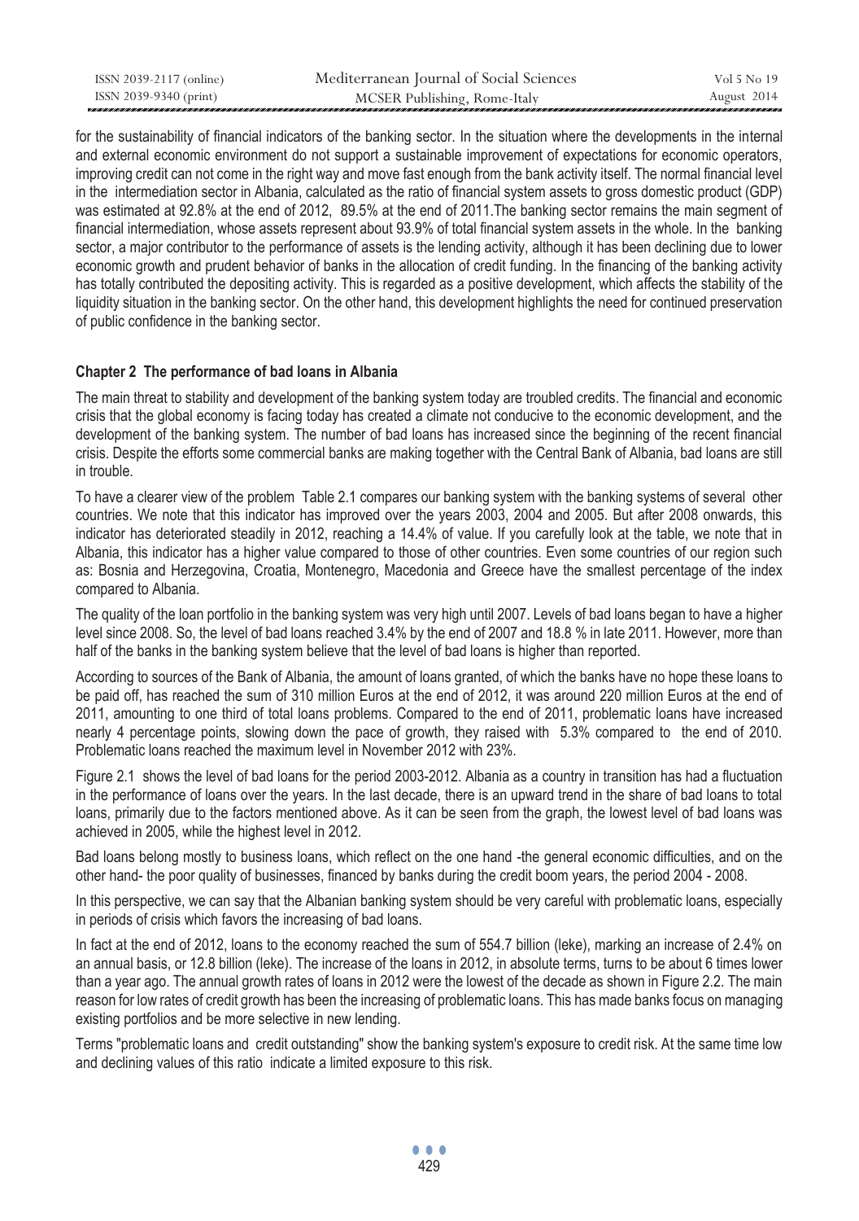for the sustainability of financial indicators of the banking sector. In the situation where the developments in the internal and external economic environment do not support a sustainable improvement of expectations for economic operators, improving credit can not come in the right way and move fast enough from the bank activity itself. The normal financial level in the intermediation sector in Albania, calculated as the ratio of financial system assets to gross domestic product (GDP) was estimated at 92.8% at the end of 2012, 89.5% at the end of 2011.The banking sector remains the main segment of financial intermediation, whose assets represent about 93.9% of total financial system assets in the whole. In the banking sector, a major contributor to the performance of assets is the lending activity, although it has been declining due to lower economic growth and prudent behavior of banks in the allocation of credit funding. In the financing of the banking activity has totally contributed the depositing activity. This is regarded as a positive development, which affects the stability of the liquidity situation in the banking sector. On the other hand, this development highlights the need for continued preservation of public confidence in the banking sector.

## Chapter 2 The performance of bad loans in Albania

The main threat to stability and development of the banking system today are troubled credits. The financial and economic crisis that the global economy is facing today has created a climate not conducive to the economic development, and the development of the banking system. The number of bad loans has increased since the beginning of the recent financial crisis. Despite the efforts some commercial banks are making together with the Central Bank of Albania, bad loans are still in trouble.

To have a clearer view of the problem Table 2.1 compares our banking system with the banking systems of several other countries. We note that this indicator has improved over the years 2003, 2004 and 2005. But after 2008 onwards, this indicator has deteriorated steadily in 2012, reaching a 14.4% of value. If you carefully look at the table, we note that in Albania, this indicator has a higher value compared to those of other countries. Even some countries of our region such as: Bosnia and Herzegovina, Croatia, Montenegro, Macedonia and Greece have the smallest percentage of the index compared to Albania.

The quality of the loan portfolio in the banking system was very high until 2007. Levels of bad loans began to have a higher level since 2008. So, the level of bad loans reached 3.4% by the end of 2007 and 18.8 % in late 2011. However, more than half of the banks in the banking system believe that the level of bad loans is higher than reported.

According to sources of the Bank of Albania, the amount of loans granted, of which the banks have no hope these loans to be paid off, has reached the sum of 310 million Euros at the end of 2012, it was around 220 million Euros at the end of 2011, amounting to one third of total loans problems. Compared to the end of 2011, problematic loans have increased nearly 4 percentage points, slowing down the pace of growth, they raised with 5.3% compared to the end of 2010. Problematic loans reached the maximum level in November 2012 with 23%.

Figure 2.1 shows the level of bad loans for the period 2003-2012. Albania as a country in transition has had a fluctuation in the performance of loans over the years. In the last decade, there is an upward trend in the share of bad loans to total loans, primarily due to the factors mentioned above. As it can be seen from the graph, the lowest level of bad loans was achieved in 2005, while the highest level in 2012.

Bad loans belong mostly to business loans, which reflect on the one hand -the general economic difficulties, and on the other hand- the poor quality of businesses, financed by banks during the credit boom years, the period 2004 - 2008.

In this perspective, we can say that the Albanian banking system should be very careful with problematic loans, especially in periods of crisis which favors the increasing of bad loans.

In fact at the end of 2012, loans to the economy reached the sum of 554.7 billion (leke), marking an increase of 2.4% on an annual basis, or 12.8 billion (leke). The increase of the loans in 2012, in absolute terms, turns to be about 6 times lower than a year ago. The annual growth rates of loans in 2012 were the lowest of the decade as shown in Figure 2.2. The main reason for low rates of credit growth has been the increasing of problematic loans. This has made banks focus on managing existing portfolios and be more selective in new lending.

Terms "problematic loans and credit outstanding" show the banking system's exposure to credit risk. At the same time low and declining values of this ratio indicate a limited exposure to this risk.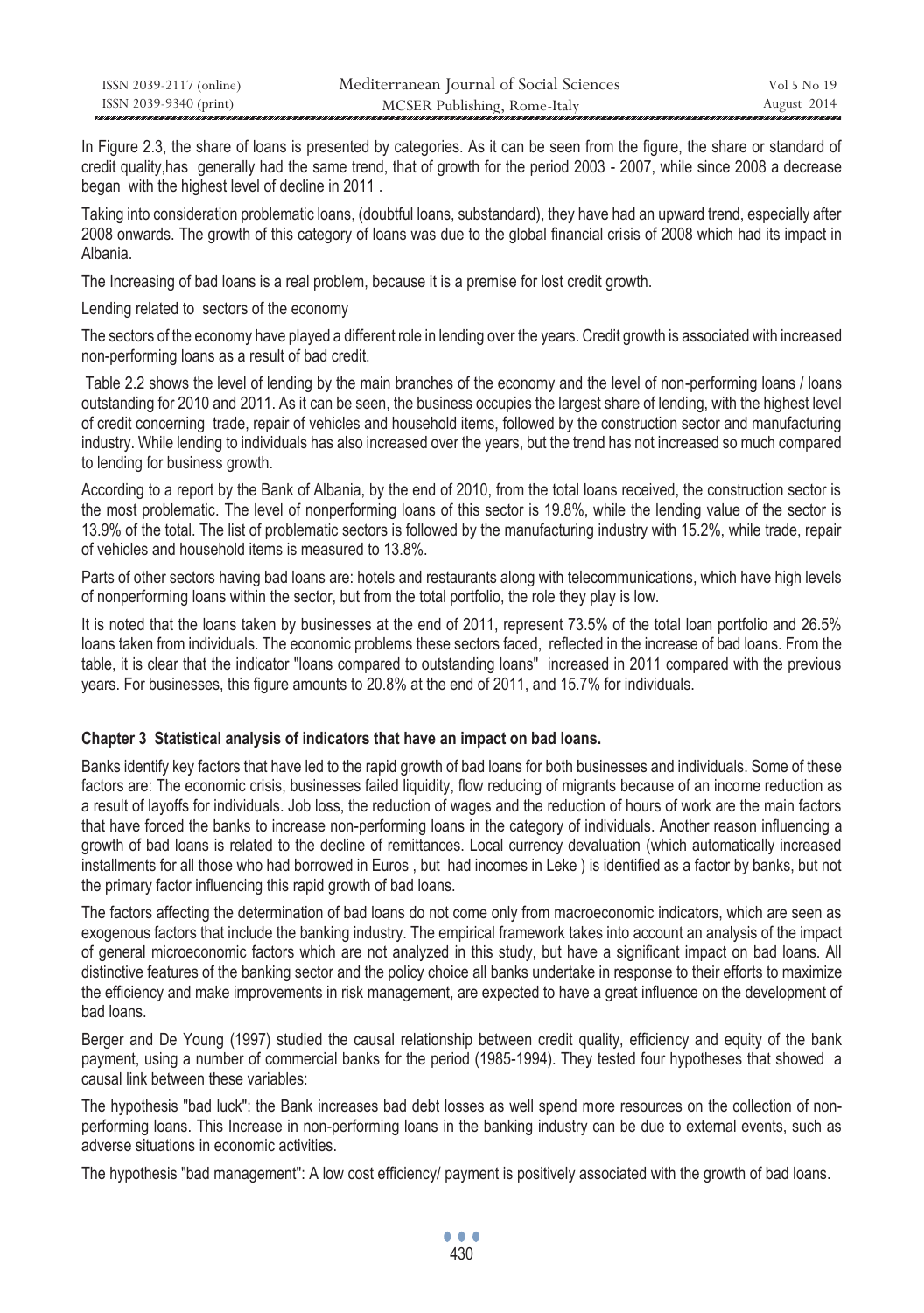In Figure 2.3, the share of loans is presented by categories. As it can be seen from the figure, the share or standard of credit quality,has generally had the same trend, that of growth for the period 2003 - 2007, while since 2008 a decrease began with the highest level of decline in 2011 .

Taking into consideration problematic loans, (doubtful loans, substandard), they have had an upward trend, especially after 2008 onwards. The growth of this category of loans was due to the global financial crisis of 2008 which had its impact in Albania.

The Increasing of bad loans is a real problem, because it is a premise for lost credit growth.

Lending related to sectors of the economy

The sectors of the economy have played a different role in lending over the years. Credit growth is associated with increased non-performing loans as a result of bad credit.

Table 2.2 shows the level of lending by the main branches of the economy and the level of non-performing loans / loans outstanding for 2010 and 2011. As it can be seen, the business occupies the largest share of lending, with the highest level of credit concerning trade, repair of vehicles and household items, followed by the construction sector and manufacturing industry. While lending to individuals has also increased over the years, but the trend has not increased so much compared to lending for business growth.

According to a report by the Bank of Albania, by the end of 2010, from the total loans received, the construction sector is the most problematic. The level of nonperforming loans of this sector is 19.8%, while the lending value of the sector is 13.9% of the total. The list of problematic sectors is followed by the manufacturing industry with 15.2%, while trade, repair of vehicles and household items is measured to 13.8%.

Parts of other sectors having bad loans are: hotels and restaurants along with telecommunications, which have high levels of nonperforming loans within the sector, but from the total portfolio, the role they play is low.

It is noted that the loans taken by businesses at the end of 2011, represent 73.5% of the total loan portfolio and 26.5% loans taken from individuals. The economic problems these sectors faced, reflected in the increase of bad loans. From the table, it is clear that the indicator "loans compared to outstanding loans" increased in 2011 compared with the previous years. For businesses, this figure amounts to 20.8% at the end of 2011, and 15.7% for individuals.

## Chapter 3 Statistical analysis of indicators that have an impact on bad loans.

Banks identify key factors that have led to the rapid growth of bad loans for both businesses and individuals. Some of these factors are: The economic crisis, businesses failed liquidity, flow reducing of migrants because of an income reduction as a result of layoffs for individuals. Job loss, the reduction of wages and the reduction of hours of work are the main factors that have forced the banks to increase non-performing loans in the category of individuals. Another reason influencing a growth of bad loans is related to the decline of remittances. Local currency devaluation (which automatically increased installments for all those who had borrowed in Euros , but had incomes in Leke ) is identified as a factor by banks, but not the primary factor influencing this rapid growth of bad loans.

The factors affecting the determination of bad loans do not come only from macroeconomic indicators, which are seen as exogenous factors that include the banking industry. The empirical framework takes into account an analysis of the impact of general microeconomic factors which are not analyzed in this study, but have a significant impact on bad loans. All distinctive features of the banking sector and the policy choice all banks undertake in response to their efforts to maximize the efficiency and make improvements in risk management, are expected to have a great influence on the development of bad loans.

Berger and De Young (1997) studied the causal relationship between credit quality, efficiency and equity of the bank payment, using a number of commercial banks for the period (1985-1994). They tested four hypotheses that showed a causal link between these variables:

The hypothesis "bad luck": the Bank increases bad debt losses as well spend more resources on the collection of non-performing loans. This Increase in non-performing loans in the banking industry can be due to external events, such as adverse situations in economic activities.

The hypothesis "bad management": A low cost efficiency/ payment is positively associated with the growth of bad loans.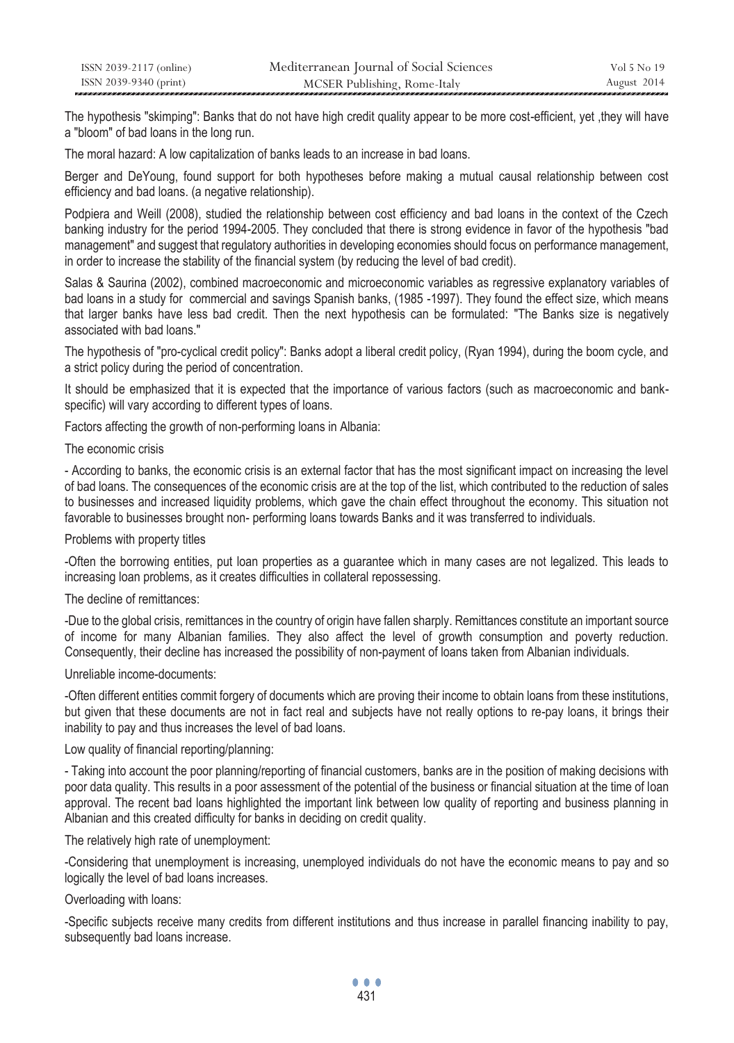The hypothesis "skimping": Banks that do not have high credit quality appear to be more cost-efficient, yet ,they will have a "bloom" of bad loans in the long run.

The moral hazard: A low capitalization of banks leads to an increase in bad loans.

Berger and DeYoung, found support for both hypotheses before making a mutual causal relationship between cost efficiency and bad loans. (a negative relationship).

Podpiera and Weill (2008), studied the relationship between cost efficiency and bad loans in the context of the Czech banking industry for the period 1994-2005. They concluded that there is strong evidence in favor of the hypothesis "bad management" and suggest that regulatory authorities in developing economies should focus on performance management, in order to increase the stability of the financial system (by reducing the level of bad credit).

Salas & Saurina (2002), combined macroeconomic and microeconomic variables as regressive explanatory variables of bad loans in a study for commercial and savings Spanish banks, (1985 -1997). They found the effect size, which means that larger banks have less bad credit. Then the next hypothesis can be formulated: "The Banks size is negatively associated with bad loans."

The hypothesis of "pro-cyclical credit policy": Banks adopt a liberal credit policy, (Ryan 1994), during the boom cycle, and a strict policy during the period of concentration.

It should be emphasized that it is expected that the importance of various factors (such as macroeconomic and bank-specific) will vary according to different types of loans.

Factors affecting the growth of non-performing loans in Albania:

The economic crisis

- According to banks, the economic crisis is an external factor that has the most significant impact on increasing the level of bad loans. The consequences of the economic crisis are at the top of the list, which contributed to the reduction of sales to businesses and increased liquidity problems, which gave the chain effect throughout the economy. This situation not favorable to businesses brought non- performing loans towards Banks and it was transferred to individuals.

Problems with property titles

-Often the borrowing entities, put loan properties as a guarantee which in many cases are not legalized. This leads to increasing loan problems, as it creates difficulties in collateral repossessing.

The decline of remittances:

-Due to the global crisis, remittances in the country of origin have fallen sharply. Remittances constitute an important source of income for many Albanian families. They also affect the level of growth consumption and poverty reduction. Consequently, their decline has increased the possibility of non-payment of loans taken from Albanian individuals.

Unreliable income-documents:

-Often different entities commit forgery of documents which are proving their income to obtain loans from these institutions, but given that these documents are not in fact real and subjects have not really options to re-pay loans, it brings their inability to pay and thus increases the level of bad loans.

Low quality of financial reporting/planning:

- Taking into account the poor planning/reporting of financial customers, banks are in the position of making decisions with poor data quality. This results in a poor assessment of the potential of the business or financial situation at the time of loan approval. The recent bad loans highlighted the important link between low quality of reporting and business planning in Albanian and this created difficulty for banks in deciding on credit quality.

The relatively high rate of unemployment:

-Considering that unemployment is increasing, unemployed individuals do not have the economic means to pay and so logically the level of bad loans increases.

Overloading with loans:

-Specific subjects receive many credits from different institutions and thus increase in parallel financing inability to pay, subsequently bad loans increase.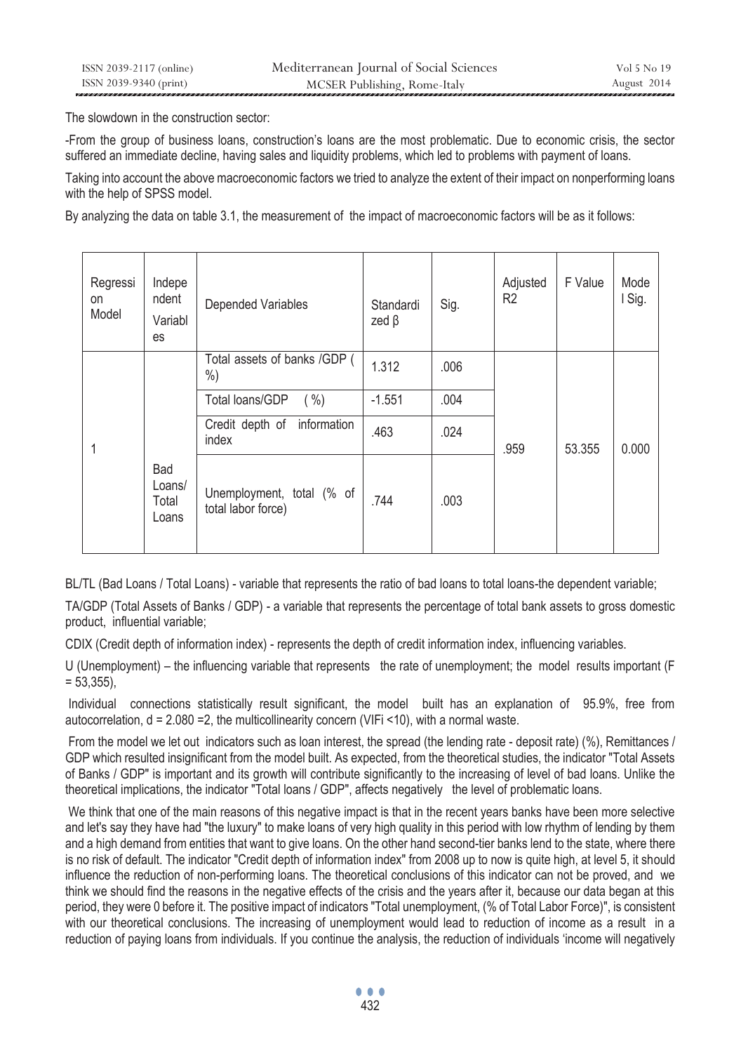The slowdown in the construction sector:

-From the group of business loans, construction's loans are the most problematic. Due to economic crisis, the sector suffered an immediate decline, having sales and liquidity problems, which led to problems with payment of loans.

Taking into account the above macroeconomic factors we tried to analyze the extent of their impact on nonperforming loans with the help of SPSS model.

By analyzing the data on table 3.1, the measurement of the impact of macroeconomic factors will be as it follows:

| Regression Model | Independent Variables | Depended Variables | Standardized β | Sig. | Adjusted R2 | F Value | Model Sig. |
|---|---|---|---|---|---|---|---|
| 1 | Bad Loans/ Total Loans | Total assets of banks /GDP ( %) | 1.312 | .006 | .959 | 53.355 | 0.000 |
| | | Total loans/GDP ( %) | -1.551 | .004 | | | |
| | | Credit depth of information index | .463 | .024 | | | |
| | | Unemployment, total (% of total labor force) | .744 | .003 | | | |

BL/TL (Bad Loans / Total Loans) - variable that represents the ratio of bad loans to total loans-the dependent variable;

TA/GDP (Total Assets of Banks / GDP) - a variable that represents the percentage of total bank assets to gross domestic product, influential variable;

CDIX (Credit depth of information index) - represents the depth of credit information index, influencing variables.

U (Unemployment) – the influencing variable that represents the rate of unemployment; the model results important (F = 53,355),

Individual connections statistically result significant, the model built has an explanation of 95.9%, free from autocorrelation, d = 2.080 =2, the multicollinearity concern (VIFi <10), with a normal waste.

From the model we let out indicators such as loan interest, the spread (the lending rate - deposit rate) (%), Remittances / GDP which resulted insignificant from the model built. As expected, from the theoretical studies, the indicator "Total Assets of Banks / GDP" is important and its growth will contribute significantly to the increasing of level of bad loans. Unlike the theoretical implications, the indicator "Total loans / GDP", affects negatively the level of problematic loans.

We think that one of the main reasons of this negative impact is that in the recent years banks have been more selective and let's say they have had "the luxury" to make loans of very high quality in this period with low rhythm of lending by them and a high demand from entities that want to give loans. On the other hand second-tier banks lend to the state, where there is no risk of default. The indicator "Credit depth of information index" from 2008 up to now is quite high, at level 5, it should influence the reduction of non-performing loans. The theoretical conclusions of this indicator can not be proved, and we think we should find the reasons in the negative effects of the crisis and the years after it, because our data began at this period, they were 0 before it. The positive impact of indicators "Total unemployment, (% of Total Labor Force)", is consistent with our theoretical conclusions. The increasing of unemployment would lead to reduction of income as a result in a reduction of paying loans from individuals. If you continue the analysis, the reduction of individuals 'income will negatively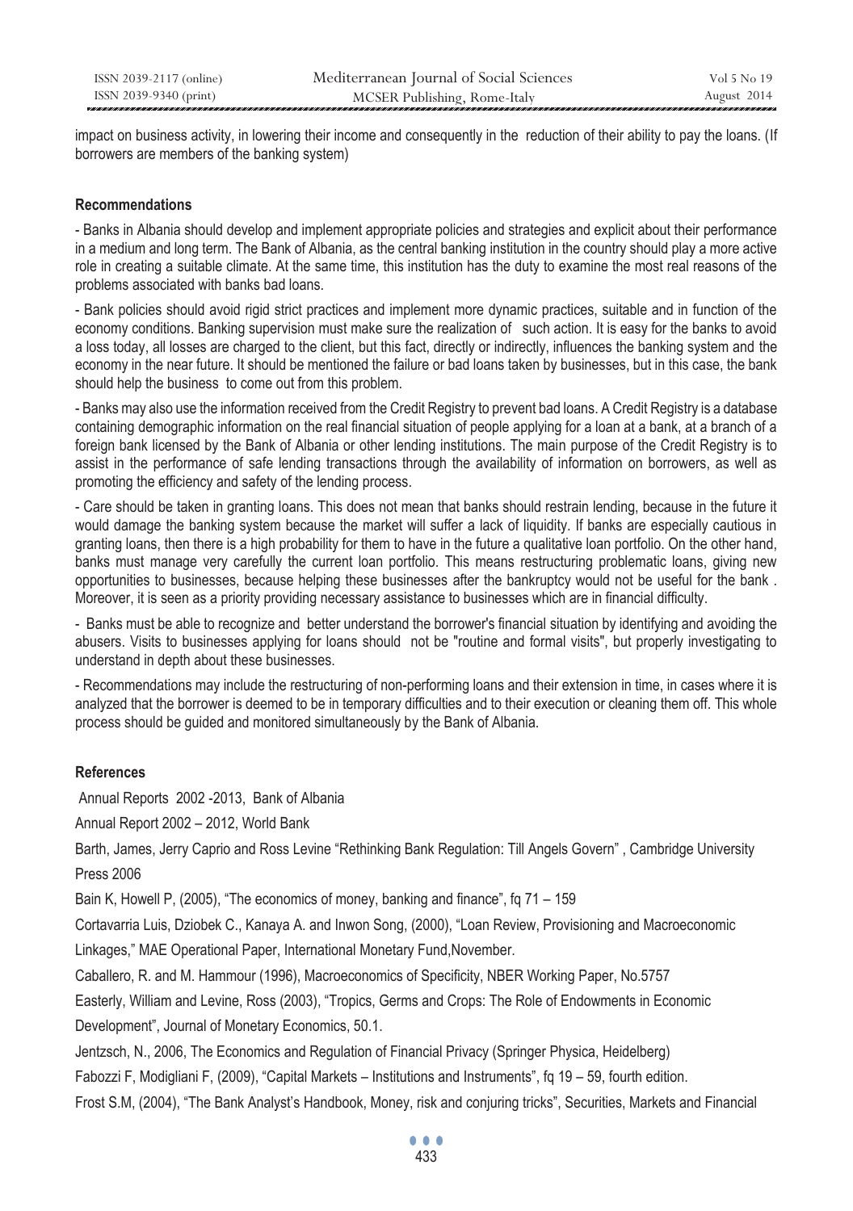impact on business activity, in lowering their income and consequently in the reduction of their ability to pay the loans. (If borrowers are members of the banking system)

**Recommendations**

- Banks in Albania should develop and implement appropriate policies and strategies and explicit about their performance in a medium and long term. The Bank of Albania, as the central banking institution in the country should play a more active role in creating a suitable climate. At the same time, this institution has the duty to examine the most real reasons of the problems associated with banks bad loans.

- Bank policies should avoid rigid strict practices and implement more dynamic practices, suitable and in function of the economy conditions. Banking supervision must make sure the realization of such action. It is easy for the banks to avoid a loss today, all losses are charged to the client, but this fact, directly or indirectly, influences the banking system and the economy in the near future. It should be mentioned the failure or bad loans taken by businesses, but in this case, the bank should help the business to come out from this problem.

- Banks may also use the information received from the Credit Registry to prevent bad loans. A Credit Registry is a database containing demographic information on the real financial situation of people applying for a loan at a bank, at a branch of a foreign bank licensed by the Bank of Albania or other lending institutions. The main purpose of the Credit Registry is to assist in the performance of safe lending transactions through the availability of information on borrowers, as well as promoting the efficiency and safety of the lending process.

- Care should be taken in granting loans. This does not mean that banks should restrain lending, because in the future it would damage the banking system because the market will suffer a lack of liquidity. If banks are especially cautious in granting loans, then there is a high probability for them to have in the future a qualitative loan portfolio. On the other hand, banks must manage very carefully the current loan portfolio. This means restructuring problematic loans, giving new opportunities to businesses, because helping these businesses after the bankruptcy would not be useful for the bank . Moreover, it is seen as a priority providing necessary assistance to businesses which are in financial difficulty.

- Banks must be able to recognize and better understand the borrower's financial situation by identifying and avoiding the abusers. Visits to businesses applying for loans should not be "routine and formal visits", but properly investigating to understand in depth about these businesses.

- Recommendations may include the restructuring of non-performing loans and their extension in time, in cases where it is analyzed that the borrower is deemed to be in temporary difficulties and to their execution or cleaning them off. This whole process should be guided and monitored simultaneously by the Bank of Albania.

**References**

Annual Reports 2002 -2013, Bank of Albania

Annual Report 2002 – 2012, World Bank

Barth, James, Jerry Caprio and Ross Levine "Rethinking Bank Regulation: Till Angels Govern" , Cambridge University Press 2006

Bain K, Howell P, (2005), "The economics of money, banking and finance", fq 71 – 159

Cortavarria Luis, Dziobek C., Kanaya A. and Inwon Song, (2000), "Loan Review, Provisioning and Macroeconomic Linkages," MAE Operational Paper, International Monetary Fund,November.

Caballero, R. and M. Hammour (1996), Macroeconomics of Specificity, NBER Working Paper, No.5757

Easterly, William and Levine, Ross (2003), "Tropics, Germs and Crops: The Role of Endowments in Economic Development", Journal of Monetary Economics, 50.1.

Jentzsch, N., 2006, The Economics and Regulation of Financial Privacy (Springer Physica, Heidelberg)

Fabozzi F, Modigliani F, (2009), "Capital Markets – Institutions and Instruments", fq 19 – 59, fourth edition.

Frost S.M, (2004), "The Bank Analyst's Handbook, Money, risk and conjuring tricks", Securities, Markets and Financial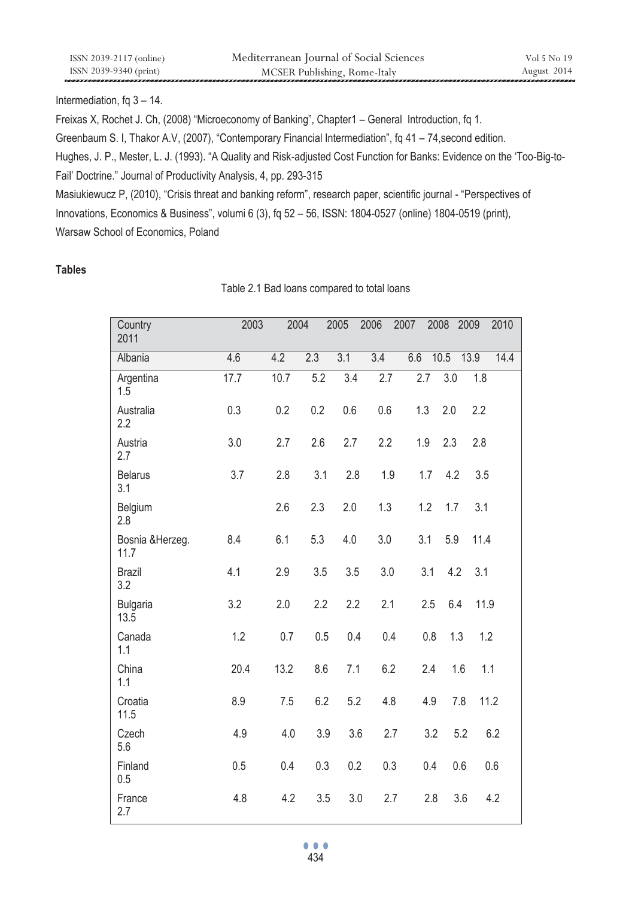Intermediation, fq 3 – 14.

Freixas X, Rochet J. Ch, (2008) "Microeconomy of Banking", Chapter1 – General Introduction, fq 1.

Greenbaum S. I, Thakor A.V, (2007), "Contemporary Financial Intermediation", fq 41 – 74,second edition.

Hughes, J. P., Mester, L. J. (1993). "A Quality and Risk-adjusted Cost Function for Banks: Evidence on the 'Too-Big-to-Fail' Doctrine." Journal of Productivity Analysis, 4, pp. 293-315

Masiukiewucz P, (2010), "Crisis threat and banking reform", research paper, scientific journal - "Perspectives of Innovations, Economics & Business", volumi 6 (3), fq 52 – 56, ISSN: 1804-0527 (online) 1804-0519 (print), Warsaw School of Economics, Poland

**Tables**

Table 2.1 Bad loans compared to total loans

| Country | 2003 | 2004 | 2005 | 2006 | 2007 | 2008 | 2009 | 2010 | 2011 |
|---|---|---|---|---|---|---|---|---|---|
| Albania | 4.6 | 4.2 | 2.3 | 3.1 | 3.4 | 6.6 | 10.5 | 13.9 | 14.4 |
| Argentina | 17.7 | 10.7 | 5.2 | 3.4 | 2.7 | 2.7 | 3.0 | 1.8 | 1.5 |
| Australia | 0.3 | 0.2 | 0.2 | 0.6 | 0.6 | 1.3 | 2.0 | 2.2 | 2.2 |
| Austria | 3.0 | 2.7 | 2.6 | 2.7 | 2.2 | 1.9 | 2.3 | 2.8 | 2.7 |
| Belarus | 3.7 | 2.8 | 3.1 | 2.8 | 1.9 | 1.7 | 4.2 | 3.5 | 3.1 |
| Belgium | | 2.6 | 2.3 | 2.0 | 1.3 | 1.2 | 1.7 | 3.1 | 2.8 |
| Bosnia &Herzeg. | 8.4 | 6.1 | 5.3 | 4.0 | 3.0 | 3.1 | 5.9 | 11.4 | 11.7 |
| Brazil | 4.1 | 2.9 | 3.5 | 3.5 | 3.0 | 3.1 | 4.2 | 3.1 | 3.2 |
| Bulgaria | 3.2 | 2.0 | 2.2 | 2.2 | 2.1 | 2.5 | 6.4 | 11.9 | 13.5 |
| Canada | 1.2 | 0.7 | 0.5 | 0.4 | 0.4 | 0.8 | 1.3 | 1.2 | 1.1 |
| China | 20.4 | 13.2 | 8.6 | 7.1 | 6.2 | 2.4 | 1.6 | 1.1 | 1.1 |
| Croatia | 8.9 | 7.5 | 6.2 | 5.2 | 4.8 | 4.9 | 7.8 | 11.2 | 11.5 |
| Czech | 4.9 | 4.0 | 3.9 | 3.6 | 2.7 | 3.2 | 5.2 | 6.2 | 5.6 |
| Finland | 0.5 | 0.4 | 0.3 | 0.2 | 0.3 | 0.4 | 0.6 | 0.6 | 0.5 |
| France | 4.8 | 4.2 | 3.5 | 3.0 | 2.7 | 2.8 | 3.6 | 4.2 | 2.7 |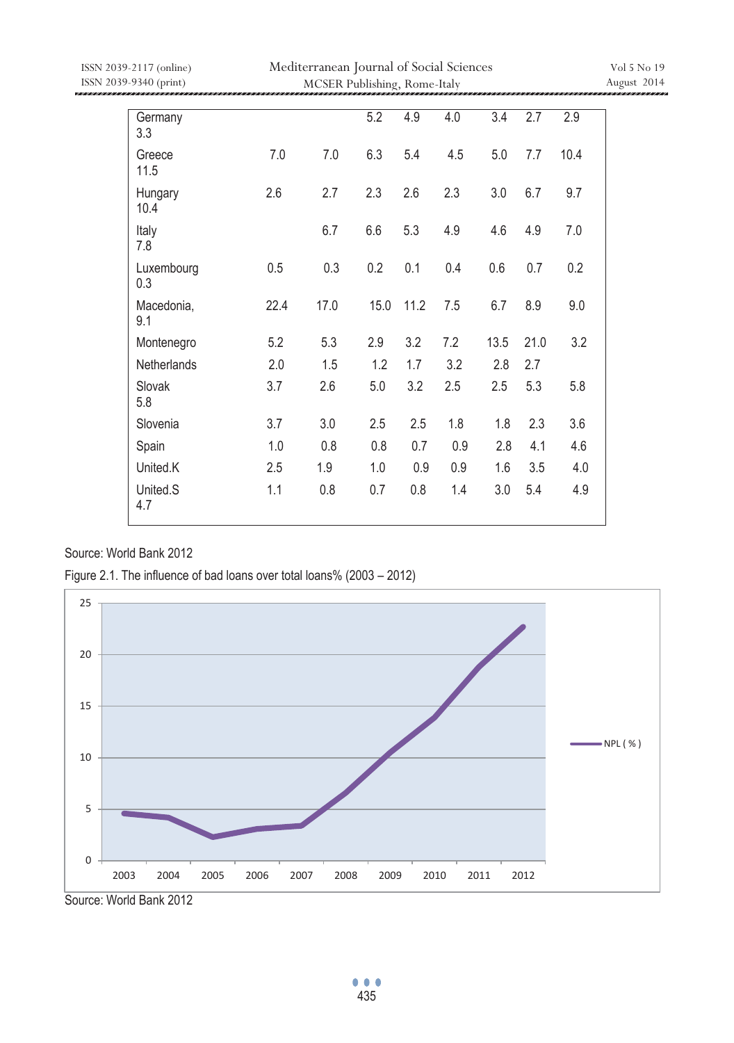| | | | | | | | | | |
|---|---|---|---|---|---|---|---|---|---|
| Germany | | | 5.2 | 4.9 | 4.0 | 3.4 | 2.7 | 2.9 | 3.3 |
| Greece | 7.0 | 7.0 | 6.3 | 5.4 | 4.5 | 5.0 | 7.7 | 10.4 | 11.5 |
| Hungary | 2.6 | 2.7 | 2.3 | 2.6 | 2.3 | 3.0 | 6.7 | 9.7 | 10.4 |
| Italy | | 6.7 | 6.6 | 5.3 | 4.9 | 4.6 | 4.9 | 7.0 | 7.8 |
| Luxembourg | 0.5 | 0.3 | 0.2 | 0.1 | 0.4 | 0.6 | 0.7 | 0.2 | 0.3 |
| Macedonia, | 22.4 | 17.0 | 15.0 | 11.2 | 7.5 | 6.7 | 8.9 | 9.0 | 9.1 |
| Montenegro | 5.2 | 5.3 | 2.9 | 3.2 | 7.2 | 13.5 | 21.0 | 3.2 | |
| Netherlands | 2.0 | 1.5 | 1.2 | 1.7 | 3.2 | 2.8 | 2.7 | | |
| Slovak | 3.7 | 2.6 | 5.0 | 3.2 | 2.5 | 2.5 | 5.3 | 5.8 | 5.8 |
| Slovenia | 3.7 | 3.0 | 2.5 | 2.5 | 1.8 | 1.8 | 2.3 | 3.6 | |
| Spain | 1.0 | 0.8 | 0.8 | 0.7 | 0.9 | 2.8 | 4.1 | 4.6 | |
| United.K | 2.5 | 1.9 | 1.0 | 0.9 | 0.9 | 1.6 | 3.5 | 4.0 | |
| United.S | 1.1 | 0.8 | 0.7 | 0.8 | 1.4 | 3.0 | 5.4 | 4.9 | 4.7 |

Source: World Bank 2012

Figure 2.1. The influence of bad loans over total loans% (2003 – 2012)

Source: World Bank 2012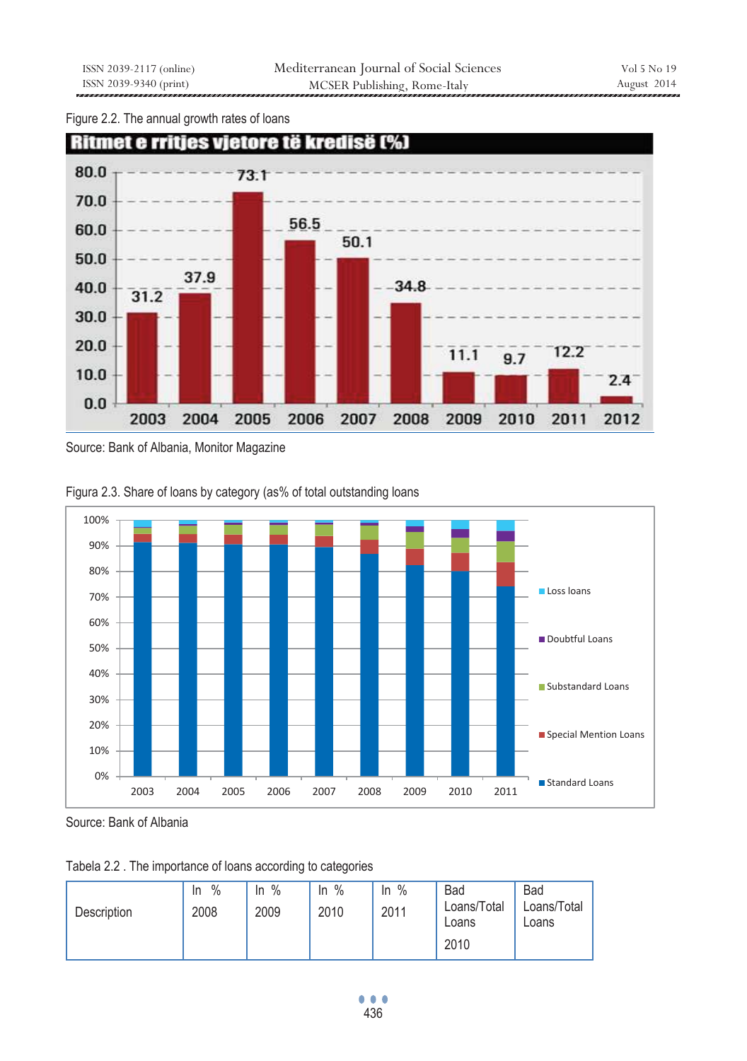Figure 2.2. The annual growth rates of loans

Ritmet e rritjes vjetore të kredisë (%)

| 2003 | 2004 | 2005 | 2006 | 2007 | 2008 | 2009 | 2010 | 2011 | 2012 |
|---|---|---|---|---|---|---|---|---|---|
| 31.2 | 37.9 | 73.1 | 56.5 | 50.1 | 34.8 | 11.1 | 9.7 | 12.2 | 2.4 |

Source: Bank of Albania, Monitor Magazine

Figura 2.3. Share of loans by category (as% of total outstanding loans

Source: Bank of Albania

Tabela 2.2 . The importance of loans according to categories

| Description | In % 2008 | In % 2009 | In % 2010 | In % 2011 | Bad Loans/Total Loans 2010 | Bad Loans/Total Loans |
|---|---|---|---|---|---|---|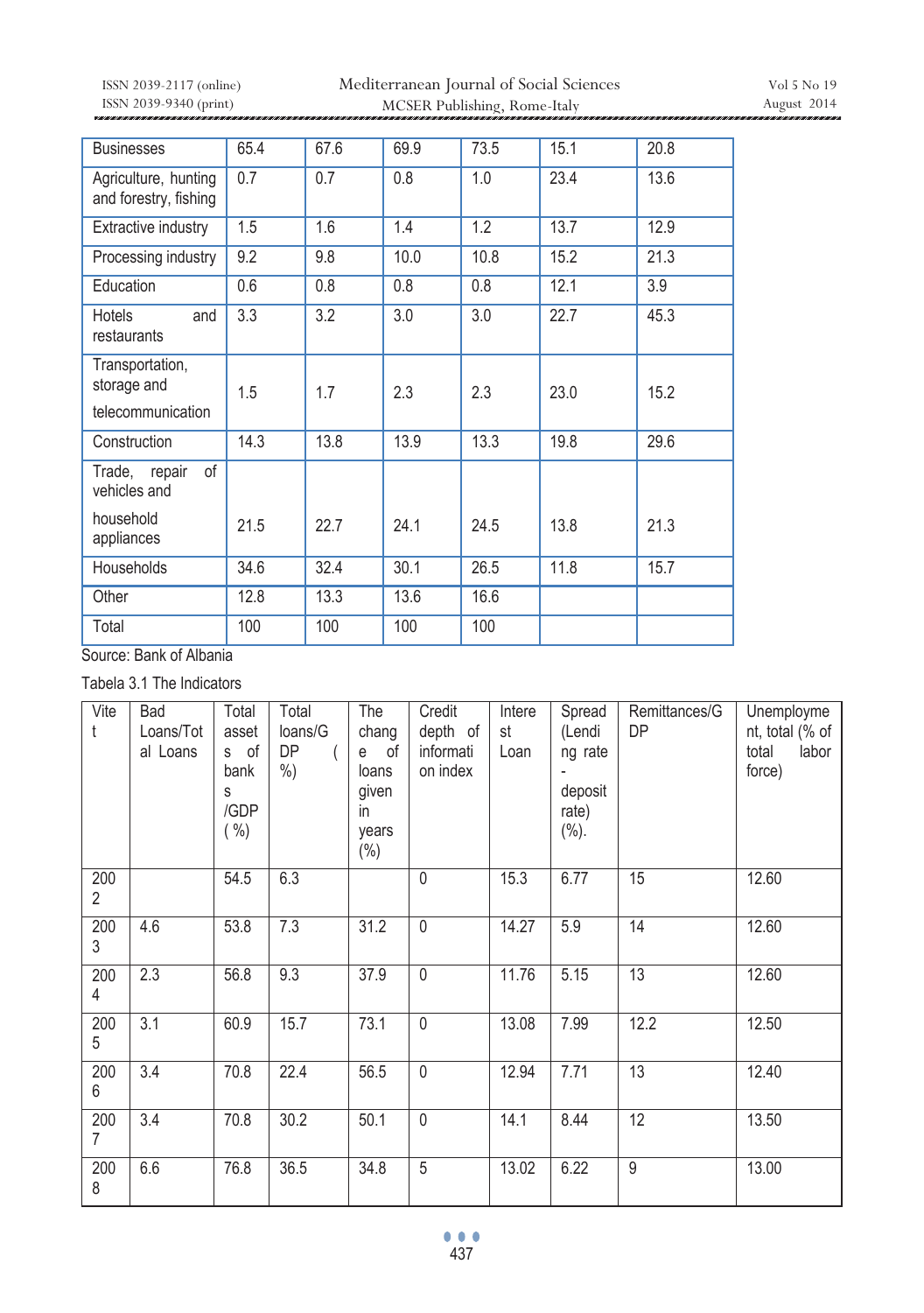| Businesses | 65.4 | 67.6 | 69.9 | 73.5 | 15.1 | 20.8 |
|---|---|---|---|---|---|---|
| Agriculture, hunting and forestry, fishing | 0.7 | 0.7 | 0.8 | 1.0 | 23.4 | 13.6 |
| Extractive industry | 1.5 | 1.6 | 1.4 | 1.2 | 13.7 | 12.9 |
| Processing industry | 9.2 | 9.8 | 10.0 | 10.8 | 15.2 | 21.3 |
| Education | 0.6 | 0.8 | 0.8 | 0.8 | 12.1 | 3.9 |
| Hotels and restaurants | 3.3 | 3.2 | 3.0 | 3.0 | 22.7 | 45.3 |
| Transportation, storage and telecommunication | 1.5 | 1.7 | 2.3 | 2.3 | 23.0 | 15.2 |
| Construction | 14.3 | 13.8 | 13.9 | 13.3 | 19.8 | 29.6 |
| Trade, repair of vehicles and household appliances | 21.5 | 22.7 | 24.1 | 24.5 | 13.8 | 21.3 |
| Households | 34.6 | 32.4 | 30.1 | 26.5 | 11.8 | 15.7 |
| Other | 12.8 | 13.3 | 13.6 | 16.6 | | |
| Total | 100 | 100 | 100 | 100 | | |

Source: Bank of Albania

Tabela 3.1 The Indicators

| Viti | Bad Loans/Total Loans | Total assets of banks /GDP ( %) | Total loans/GDP ( %) | The change of loans given in years (%) | Credit depth of information index | Interest Loan | Spread (Lending rate - deposit rate) (%). | Remittances/GDP | Unemployment, total (% of total labor force) |
|---|---|---|---|---|---|---|---|---|---|
| 2002 | | 54.5 | 6.3 | | 0 | 15.3 | 6.77 | 15 | 12.60 |
| 2003 | 4.6 | 53.8 | 7.3 | 31.2 | 0 | 14.27 | 5.9 | 14 | 12.60 |
| 2004 | 2.3 | 56.8 | 9.3 | 37.9 | 0 | 11.76 | 5.15 | 13 | 12.60 |
| 2005 | 3.1 | 60.9 | 15.7 | 73.1 | 0 | 13.08 | 7.99 | 12.2 | 12.50 |
| 2006 | 3.4 | 70.8 | 22.4 | 56.5 | 0 | 12.94 | 7.71 | 13 | 12.40 |
| 2007 | 3.4 | 70.8 | 30.2 | 50.1 | 0 | 14.1 | 8.44 | 12 | 13.50 |
| 2008 | 6.6 | 76.8 | 36.5 | 34.8 | 5 | 13.02 | 6.22 | 9 | 13.00 |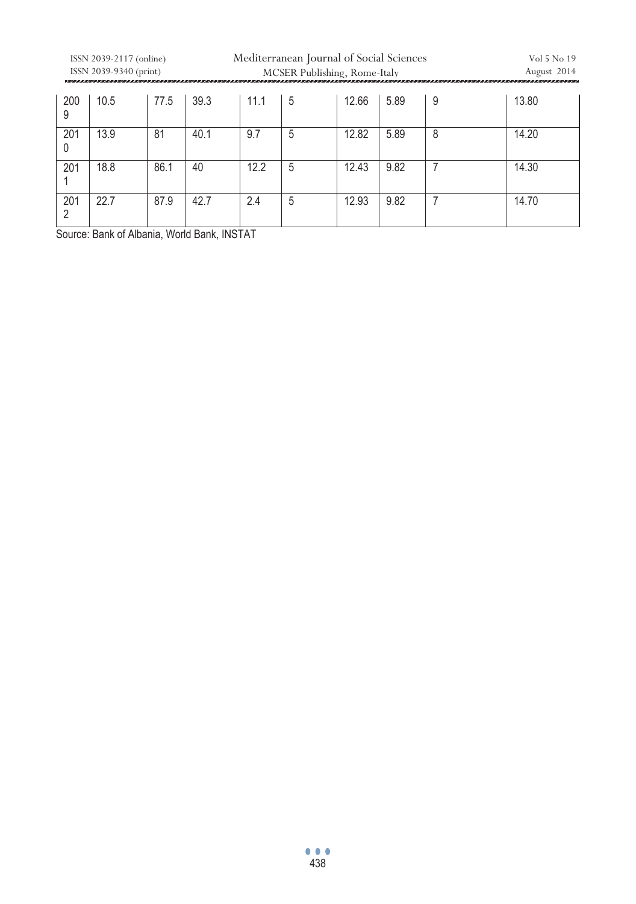| | | | | | | | | | |
|---|---|---|---|---|---|---|---|---|---|
| 2009 | 10.5 | 77.5 | 39.3 | 11.1 | 5 | 12.66 | 5.89 | 9 | 13.80 |
| 2010 | 13.9 | 81 | 40.1 | 9.7 | 5 | 12.82 | 5.89 | 8 | 14.20 |
| 2011 | 18.8 | 86.1 | 40 | 12.2 | 5 | 12.43 | 9.82 | 7 | 14.30 |
| 2012 | 22.7 | 87.9 | 42.7 | 2.4 | 5 | 12.93 | 9.82 | 7 | 14.70 |

Source: Bank of Albania, World Bank, INSTAT